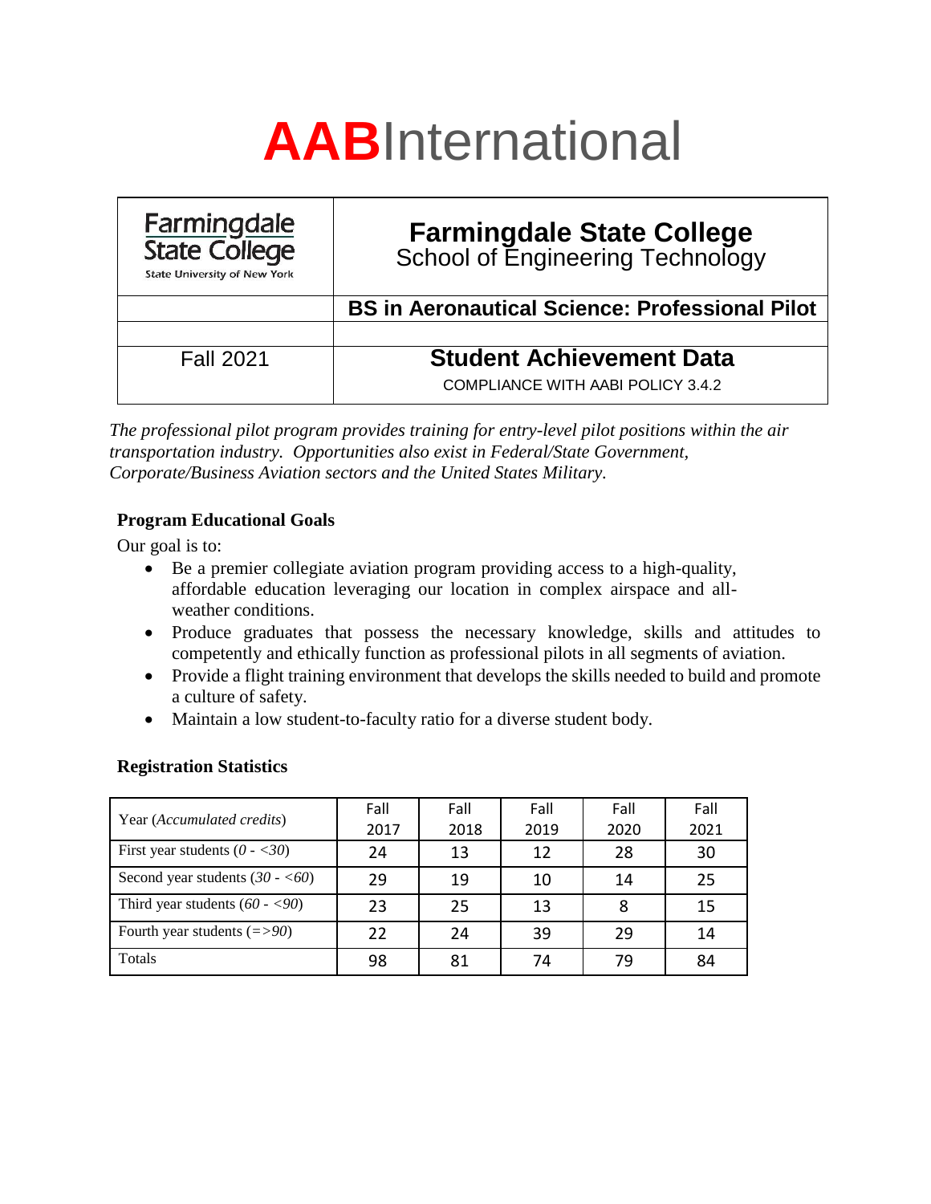# **AAB**International

| Farmingdale State College<br>State University of New York | **Farmingdale State College**<br>School of Engineering Technology |
|---|---|
| | **BS in Aeronautical Science: Professional Pilot** |
| | |
| Fall 2021 | **Student Achievement Data**<br>COMPLIANCE WITH AABI POLICY 3.4.2 |

*The professional pilot program provides training for entry-level pilot positions within the air transportation industry. Opportunities also exist in Federal/State Government, Corporate/Business Aviation sectors and the United States Military.*

### Program Educational Goals

Our goal is to:

- Be a premier collegiate aviation program providing access to a high-quality, affordable education leveraging our location in complex airspace and all-weather conditions.
- Produce graduates that possess the necessary knowledge, skills and attitudes to competently and ethically function as professional pilots in all segments of aviation.
- Provide a flight training environment that develops the skills needed to build and promote a culture of safety.
- Maintain a low student-to-faculty ratio for a diverse student body.

### Registration Statistics

| Year (*Accumulated credits*) | Fall 2017 | Fall 2018 | Fall 2019 | Fall 2020 | Fall 2021 |
|---|---|---|---|---|---|
| First year students (*0 - <30*) | 24 | 13 | 12 | 28 | 30 |
| Second year students (*30 - <60*) | 29 | 19 | 10 | 14 | 25 |
| Third year students (*60 - <90*) | 23 | 25 | 13 | 8 | 15 |
| Fourth year students (*=>90*) | 22 | 24 | 39 | 29 | 14 |
| Totals | 98 | 81 | 74 | 79 | 84 |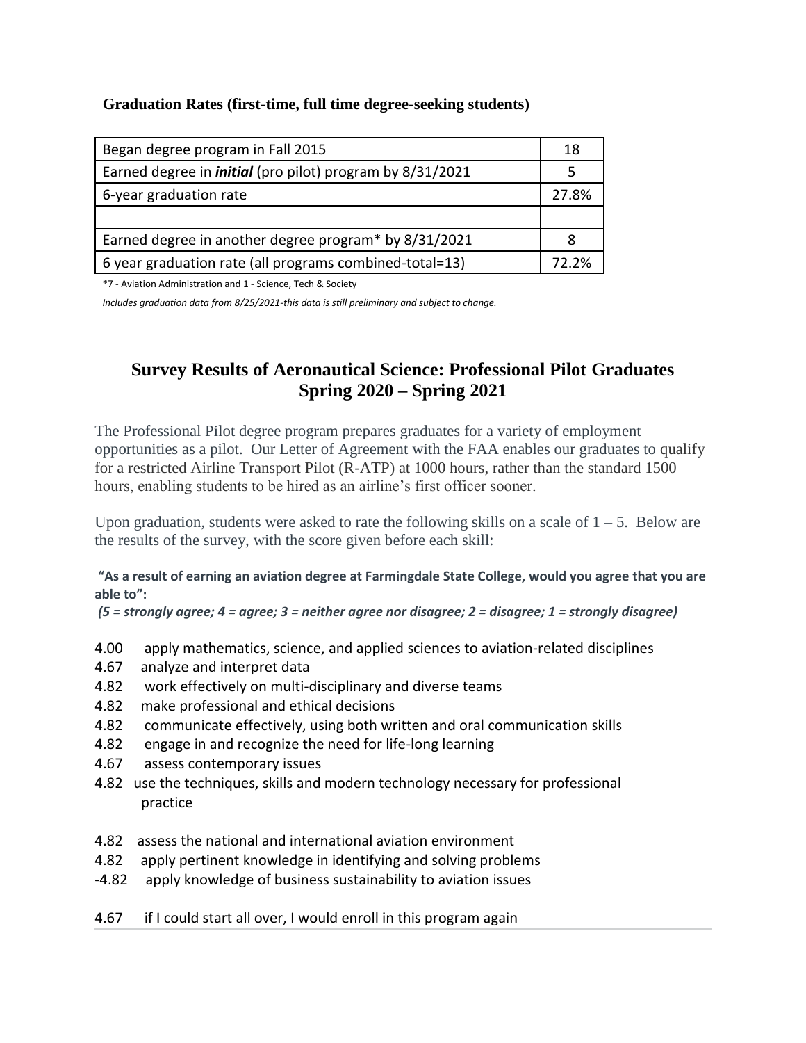**Graduation Rates (first-time, full time degree-seeking students)**

| | |
|---|---|
| Began degree program in Fall 2015 | 18 |
| Earned degree in ***initial*** (pro pilot) program by 8/31/2021 | 5 |
| 6-year graduation rate | 27.8% |
| | |
| Earned degree in another degree program* by 8/31/2021 | 8 |
| 6 year graduation rate (all programs combined-total=13) | 72.2% |

*7 - Aviation Administration and 1 - Science, Tech & Society

*Includes graduation data from 8/25/2021-this data is still preliminary and subject to change.*

## Survey Results of Aeronautical Science: Professional Pilot Graduates Spring 2020 – Spring 2021

The Professional Pilot degree program prepares graduates for a variety of employment opportunities as a pilot. Our Letter of Agreement with the FAA enables our graduates to qualify for a restricted Airline Transport Pilot (R-ATP) at 1000 hours, rather than the standard 1500 hours, enabling students to be hired as an airline's first officer sooner.

Upon graduation, students were asked to rate the following skills on a scale of 1 – 5. Below are the results of the survey, with the score given before each skill:

**"As a result of earning an aviation degree at Farmingdale State College, would you agree that you are able to":**

***(5 = strongly agree; 4 = agree; 3 = neither agree nor disagree; 2 = disagree; 1 = strongly disagree)***

4.00 apply mathematics, science, and applied sciences to aviation-related disciplines
4.67 analyze and interpret data
4.82 work effectively on multi-disciplinary and diverse teams
4.82 make professional and ethical decisions
4.82 communicate effectively, using both written and oral communication skills
4.82 engage in and recognize the need for life-long learning
4.67 assess contemporary issues
4.82 use the techniques, skills and modern technology necessary for professional practice

4.82 assess the national and international aviation environment
4.82 apply pertinent knowledge in identifying and solving problems
-4.82 apply knowledge of business sustainability to aviation issues

4.67 if I could start all over, I would enroll in this program again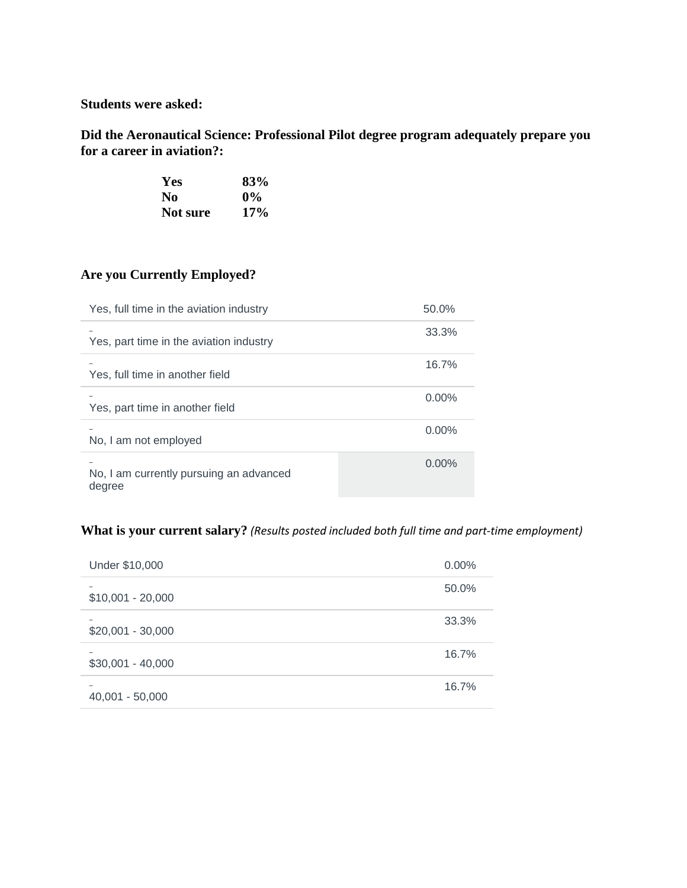**Students were asked:**

**Did the Aeronautical Science: Professional Pilot degree program adequately prepare you for a career in aviation?:**

| | |
|---|---|
| **Yes** | **83%** |
| **No** | **0%** |
| **Not sure** | **17%** |

**Are you Currently Employed?**

| | |
|---|---|
| Yes, full time in the aviation industry | 50.0% |
| Yes, part time in the aviation industry | 33.3% |
| Yes, full time in another field | 16.7% |
| Yes, part time in another field | 0.00% |
| No, I am not employed | 0.00% |
| No, I am currently pursuing an advanced degree | 0.00% |

**What is your current salary?** *(Results posted included both full time and part-time employment)*

| | |
|---|---|
| Under $10,000 | 0.00% |
| $10,001 - 20,000 | 50.0% |
| $20,001 - 30,000 | 33.3% |
| $30,001 - 40,000 | 16.7% |
| 40,001 - 50,000 | 16.7% |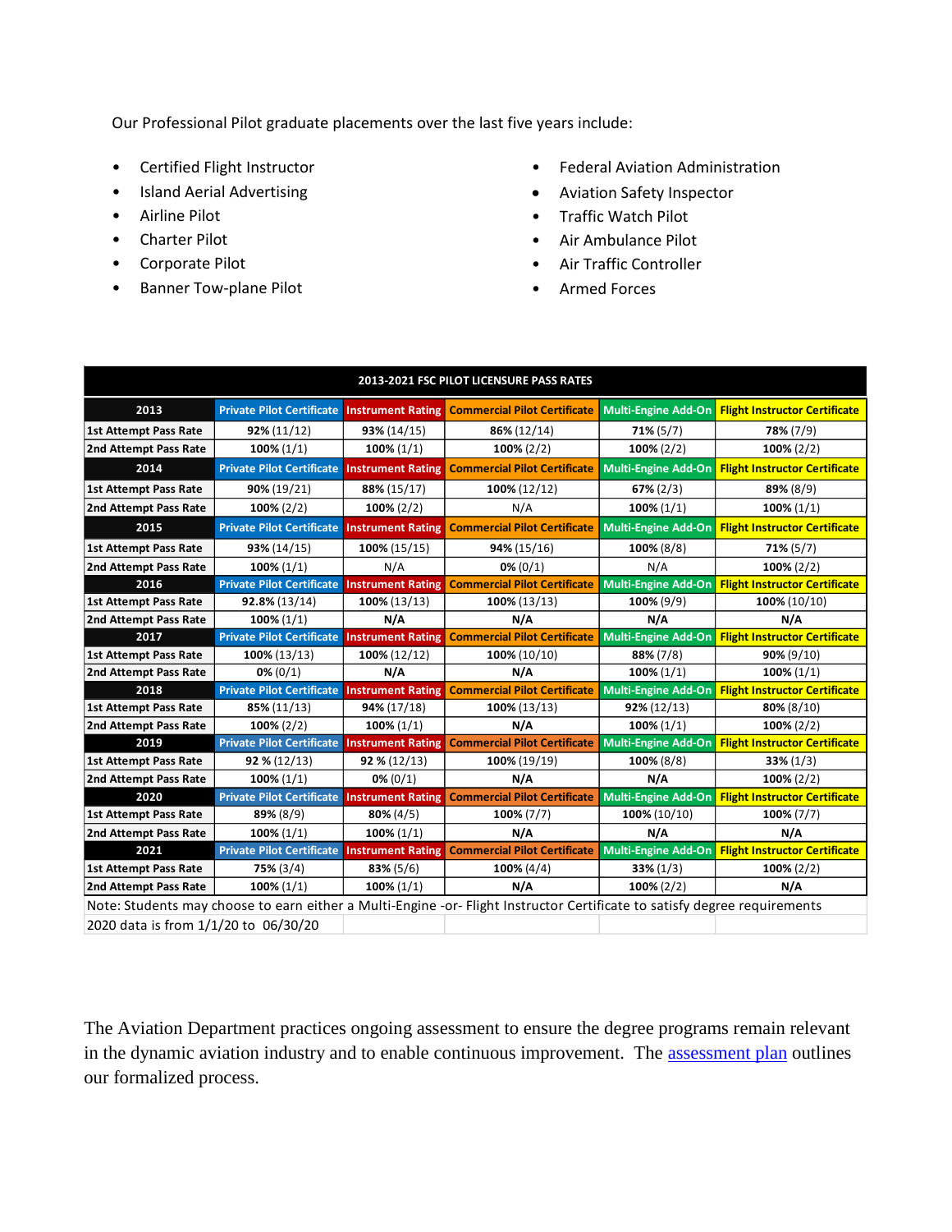Our Professional Pilot graduate placements over the last five years include:

- Certified Flight Instructor
- Island Aerial Advertising
- Airline Pilot
- Charter Pilot
- Corporate Pilot
- Banner Tow-plane Pilot
- Federal Aviation Administration
- Aviation Safety Inspector
- Traffic Watch Pilot
- Air Ambulance Pilot
- Air Traffic Controller
- Armed Forces

| 2013-2021 FSC PILOT LICENSURE PASS RATES | | | | | |
|---|---|---|---|---|---|
| **2013** | **Private Pilot Certificate** | **Instrument Rating** | **Commercial Pilot Certificate** | **Multi-Engine Add-On** | **Flight Instructor Certificate** |
| 1st Attempt Pass Rate | **92%** (11/12) | **93%** (14/15) | **86%** (12/14) | **71%** (5/7) | **78%** (7/9) |
| 2nd Attempt Pass Rate | **100%** (1/1) | **100%** (1/1) | **100%** (2/2) | **100%** (2/2) | **100%** (2/2) |
| **2014** | **Private Pilot Certificate** | **Instrument Rating** | **Commercial Pilot Certificate** | **Multi-Engine Add-On** | **Flight Instructor Certificate** |
| 1st Attempt Pass Rate | **90%** (19/21) | **88%** (15/17) | **100%** (12/12) | **67%** (2/3) | **89%** (8/9) |
| 2nd Attempt Pass Rate | **100%** (2/2) | **100%** (2/2) | N/A | **100%** (1/1) | **100%** (1/1) |
| **2015** | **Private Pilot Certificate** | **Instrument Rating** | **Commercial Pilot Certificate** | **Multi-Engine Add-On** | **Flight Instructor Certificate** |
| 1st Attempt Pass Rate | **93%** (14/15) | **100%** (15/15) | **94%** (15/16) | **100%** (8/8) | **71%** (5/7) |
| 2nd Attempt Pass Rate | **100%** (1/1) | N/A | **0%** (0/1) | N/A | **100%** (2/2) |
| **2016** | **Private Pilot Certificate** | **Instrument Rating** | **Commercial Pilot Certificate** | **Multi-Engine Add-On** | **Flight Instructor Certificate** |
| 1st Attempt Pass Rate | **92.8%** (13/14) | **100%** (13/13) | **100%** (13/13) | **100%** (9/9) | **100%** (10/10) |
| 2nd Attempt Pass Rate | **100%** (1/1) | **N/A** | **N/A** | **N/A** | **N/A** |
| **2017** | **Private Pilot Certificate** | **Instrument Rating** | **Commercial Pilot Certificate** | **Multi-Engine Add-On** | **Flight Instructor Certificate** |
| 1st Attempt Pass Rate | **100%** (13/13) | **100%** (12/12) | **100%** (10/10) | **88%** (7/8) | **90%** (9/10) |
| 2nd Attempt Pass Rate | **0%** (0/1) | **N/A** | **N/A** | **100%** (1/1) | **100%** (1/1) |
| **2018** | **Private Pilot Certificate** | **Instrument Rating** | **Commercial Pilot Certificate** | **Multi-Engine Add-On** | **Flight Instructor Certificate** |
| 1st Attempt Pass Rate | **85%** (11/13) | **94%** (17/18) | **100%** (13/13) | **92%** (12/13) | **80%** (8/10) |
| 2nd Attempt Pass Rate | **100%** (2/2) | **100%** (1/1) | **N/A** | **100%** (1/1) | **100%** (2/2) |
| **2019** | **Private Pilot Certificate** | **Instrument Rating** | **Commercial Pilot Certificate** | **Multi-Engine Add-On** | **Flight Instructor Certificate** |
| 1st Attempt Pass Rate | **92 %** (12/13) | **92 %** (12/13) | **100%** (19/19) | **100%** (8/8) | **33%** (1/3) |
| 2nd Attempt Pass Rate | **100%** (1/1) | **0%** (0/1) | **N/A** | **N/A** | **100%** (2/2) |
| **2020** | **Private Pilot Certificate** | **Instrument Rating** | **Commercial Pilot Certificate** | **Multi-Engine Add-On** | **Flight Instructor Certificate** |
| 1st Attempt Pass Rate | **89%** (8/9) | **80%** (4/5) | **100%** (7/7) | **100%** (10/10) | **100%** (7/7) |
| 2nd Attempt Pass Rate | **100%** (1/1) | **100%** (1/1) | **N/A** | **N/A** | **N/A** |
| **2021** | **Private Pilot Certificate** | **Instrument Rating** | **Commercial Pilot Certificate** | **Multi-Engine Add-On** | **Flight Instructor Certificate** |
| 1st Attempt Pass Rate | **75%** (3/4) | **83%** (5/6) | **100%** (4/4) | **33%** (1/3) | **100%** (2/2) |
| 2nd Attempt Pass Rate | **100%** (1/1) | **100%** (1/1) | **N/A** | **100%** (2/2) | **N/A** |

Note: Students may choose to earn either a Multi-Engine -or- Flight Instructor Certificate to satisfy degree requirements

2020 data is from 1/1/20 to 06/30/20

The Aviation Department practices ongoing assessment to ensure the degree programs remain relevant in the dynamic aviation industry and to enable continuous improvement. The assessment plan outlines our formalized process.